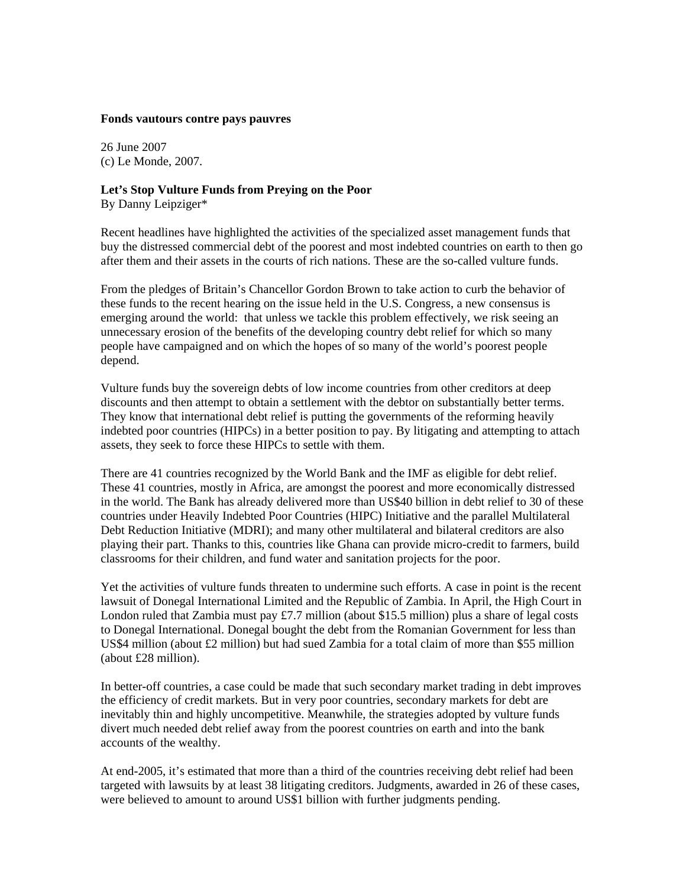**Fonds vautours contre pays pauvres**

26 June 2007
(c) Le Monde, 2007.

**Let's Stop Vulture Funds from Preying on the Poor**
By Danny Leipziger*

Recent headlines have highlighted the activities of the specialized asset management funds that buy the distressed commercial debt of the poorest and most indebted countries on earth to then go after them and their assets in the courts of rich nations. These are the so-called vulture funds.

From the pledges of Britain's Chancellor Gordon Brown to take action to curb the behavior of these funds to the recent hearing on the issue held in the U.S. Congress, a new consensus is emerging around the world: that unless we tackle this problem effectively, we risk seeing an unnecessary erosion of the benefits of the developing country debt relief for which so many people have campaigned and on which the hopes of so many of the world's poorest people depend.

Vulture funds buy the sovereign debts of low income countries from other creditors at deep discounts and then attempt to obtain a settlement with the debtor on substantially better terms. They know that international debt relief is putting the governments of the reforming heavily indebted poor countries (HIPCs) in a better position to pay. By litigating and attempting to attach assets, they seek to force these HIPCs to settle with them.

There are 41 countries recognized by the World Bank and the IMF as eligible for debt relief. These 41 countries, mostly in Africa, are amongst the poorest and more economically distressed in the world. The Bank has already delivered more than US$40 billion in debt relief to 30 of these countries under Heavily Indebted Poor Countries (HIPC) Initiative and the parallel Multilateral Debt Reduction Initiative (MDRI); and many other multilateral and bilateral creditors are also playing their part. Thanks to this, countries like Ghana can provide micro-credit to farmers, build classrooms for their children, and fund water and sanitation projects for the poor.

Yet the activities of vulture funds threaten to undermine such efforts. A case in point is the recent lawsuit of Donegal International Limited and the Republic of Zambia. In April, the High Court in London ruled that Zambia must pay £7.7 million (about $15.5 million) plus a share of legal costs to Donegal International. Donegal bought the debt from the Romanian Government for less than US$4 million (about £2 million) but had sued Zambia for a total claim of more than $55 million (about £28 million).

In better-off countries, a case could be made that such secondary market trading in debt improves the efficiency of credit markets. But in very poor countries, secondary markets for debt are inevitably thin and highly uncompetitive. Meanwhile, the strategies adopted by vulture funds divert much needed debt relief away from the poorest countries on earth and into the bank accounts of the wealthy.

At end-2005, it's estimated that more than a third of the countries receiving debt relief had been targeted with lawsuits by at least 38 litigating creditors. Judgments, awarded in 26 of these cases, were believed to amount to around US$1 billion with further judgments pending.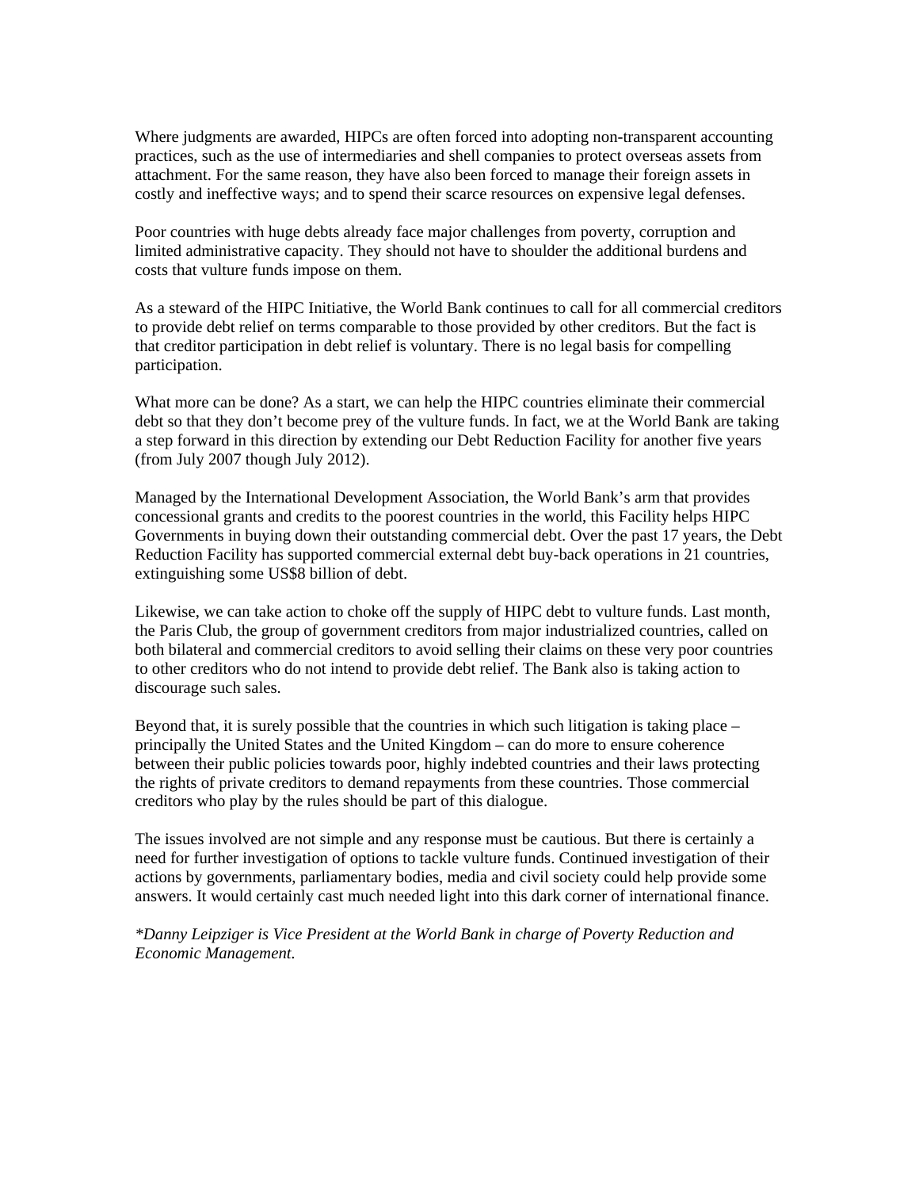Where judgments are awarded, HIPCs are often forced into adopting non-transparent accounting practices, such as the use of intermediaries and shell companies to protect overseas assets from attachment. For the same reason, they have also been forced to manage their foreign assets in costly and ineffective ways; and to spend their scarce resources on expensive legal defenses.

Poor countries with huge debts already face major challenges from poverty, corruption and limited administrative capacity. They should not have to shoulder the additional burdens and costs that vulture funds impose on them.

As a steward of the HIPC Initiative, the World Bank continues to call for all commercial creditors to provide debt relief on terms comparable to those provided by other creditors. But the fact is that creditor participation in debt relief is voluntary. There is no legal basis for compelling participation.

What more can be done? As a start, we can help the HIPC countries eliminate their commercial debt so that they don't become prey of the vulture funds. In fact, we at the World Bank are taking a step forward in this direction by extending our Debt Reduction Facility for another five years (from July 2007 though July 2012).

Managed by the International Development Association, the World Bank's arm that provides concessional grants and credits to the poorest countries in the world, this Facility helps HIPC Governments in buying down their outstanding commercial debt. Over the past 17 years, the Debt Reduction Facility has supported commercial external debt buy-back operations in 21 countries, extinguishing some US$8 billion of debt.

Likewise, we can take action to choke off the supply of HIPC debt to vulture funds. Last month, the Paris Club, the group of government creditors from major industrialized countries, called on both bilateral and commercial creditors to avoid selling their claims on these very poor countries to other creditors who do not intend to provide debt relief. The Bank also is taking action to discourage such sales.

Beyond that, it is surely possible that the countries in which such litigation is taking place – principally the United States and the United Kingdom – can do more to ensure coherence between their public policies towards poor, highly indebted countries and their laws protecting the rights of private creditors to demand repayments from these countries. Those commercial creditors who play by the rules should be part of this dialogue.

The issues involved are not simple and any response must be cautious. But there is certainly a need for further investigation of options to tackle vulture funds. Continued investigation of their actions by governments, parliamentary bodies, media and civil society could help provide some answers. It would certainly cast much needed light into this dark corner of international finance.

*\*Danny Leipziger is Vice President at the World Bank in charge of Poverty Reduction and Economic Management.*